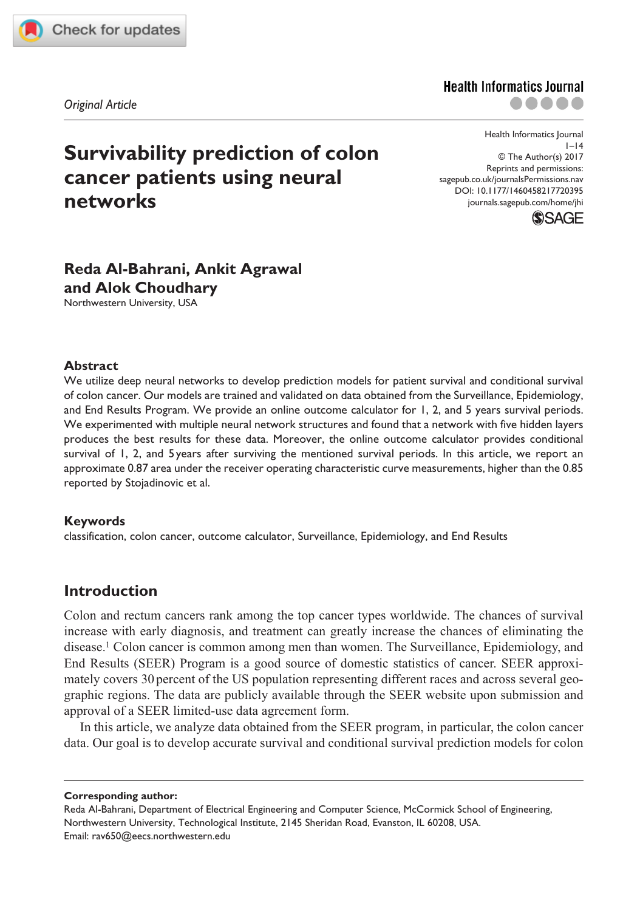*Original Article*

# Survivability prediction of colon cancer patients using neural networks

**Reda Al-Bahrani, Ankit Agrawal and Alok Choudhary**
Northwestern University, USA

Health Informatics Journal
© The Author(s) 2017
Reprints and permissions: sagepub.co.uk/journalsPermissions.nav
DOI: 10.1177/1460458217720395
journals.sagepub.com/home/jhi

## Abstract

We utilize deep neural networks to develop prediction models for patient survival and conditional survival of colon cancer. Our models are trained and validated on data obtained from the Surveillance, Epidemiology, and End Results Program. We provide an online outcome calculator for 1, 2, and 5 years survival periods. We experimented with multiple neural network structures and found that a network with five hidden layers produces the best results for these data. Moreover, the online outcome calculator provides conditional survival of 1, 2, and 5 years after surviving the mentioned survival periods. In this article, we report an approximate 0.87 area under the receiver operating characteristic curve measurements, higher than the 0.85 reported by Stojadinovic et al.

## Keywords

classification, colon cancer, outcome calculator, Surveillance, Epidemiology, and End Results

## Introduction

Colon and rectum cancers rank among the top cancer types worldwide. The chances of survival increase with early diagnosis, and treatment can greatly increase the chances of eliminating the disease.[1] Colon cancer is common among men than women. The Surveillance, Epidemiology, and End Results (SEER) Program is a good source of domestic statistics of cancer. SEER approximately covers 30 percent of the US population representing different races and across several geographic regions. The data are publicly available through the SEER website upon submission and approval of a SEER limited-use data agreement form.

In this article, we analyze data obtained from the SEER program, in particular, the colon cancer data. Our goal is to develop accurate survival and conditional survival prediction models for colon

**Corresponding author:**
Reda Al-Bahrani, Department of Electrical Engineering and Computer Science, McCormick School of Engineering, Northwestern University, Technological Institute, 2145 Sheridan Road, Evanston, IL 60208, USA.
Email: rav650@eecs.northwestern.edu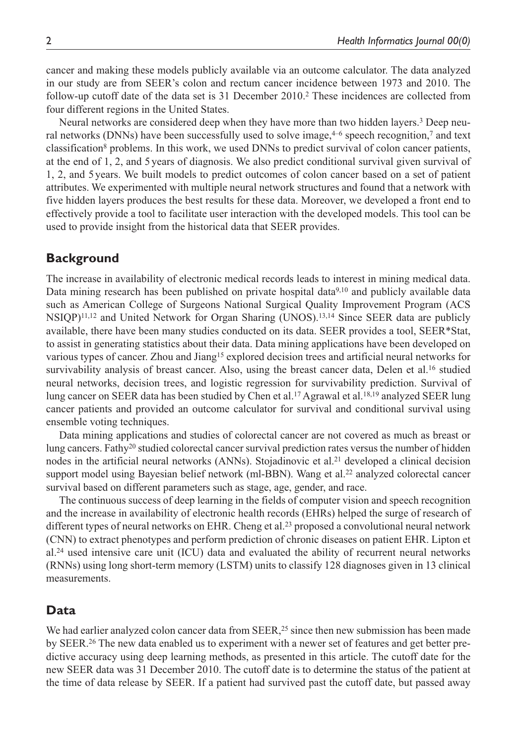cancer and making these models publicly available via an outcome calculator. The data analyzed in our study are from SEER's colon and rectum cancer incidence between 1973 and 2010. The follow-up cutoff date of the data set is 31 December 2010.[2] These incidences are collected from four different regions in the United States.

Neural networks are considered deep when they have more than two hidden layers.[3] Deep neural networks (DNNs) have been successfully used to solve image,[4–6] speech recognition,[7] and text classification[8] problems. In this work, we used DNNs to predict survival of colon cancer patients, at the end of 1, 2, and 5 years of diagnosis. We also predict conditional survival given survival of 1, 2, and 5 years. We built models to predict outcomes of colon cancer based on a set of patient attributes. We experimented with multiple neural network structures and found that a network with five hidden layers produces the best results for these data. Moreover, we developed a front end to effectively provide a tool to facilitate user interaction with the developed models. This tool can be used to provide insight from the historical data that SEER provides.

## Background

The increase in availability of electronic medical records leads to interest in mining medical data. Data mining research has been published on private hospital data[9,10] and publicly available data such as American College of Surgeons National Surgical Quality Improvement Program (ACS NSIQP)[11,12] and United Network for Organ Sharing (UNOS).[13,14] Since SEER data are publicly available, there have been many studies conducted on its data. SEER provides a tool, SEER*Stat, to assist in generating statistics about their data. Data mining applications have been developed on various types of cancer. Zhou and Jiang[15] explored decision trees and artificial neural networks for survivability analysis of breast cancer. Also, using the breast cancer data, Delen et al.[16] studied neural networks, decision trees, and logistic regression for survivability prediction. Survival of lung cancer on SEER data has been studied by Chen et al.[17] Agrawal et al.[18,19] analyzed SEER lung cancer patients and provided an outcome calculator for survival and conditional survival using ensemble voting techniques.

Data mining applications and studies of colorectal cancer are not covered as much as breast or lung cancers. Fathy[20] studied colorectal cancer survival prediction rates versus the number of hidden nodes in the artificial neural networks (ANNs). Stojadinovic et al.[21] developed a clinical decision support model using Bayesian belief network (ml-BBN). Wang et al.[22] analyzed colorectal cancer survival based on different parameters such as stage, age, gender, and race.

The continuous success of deep learning in the fields of computer vision and speech recognition and the increase in availability of electronic health records (EHRs) helped the surge of research of different types of neural networks on EHR. Cheng et al.[23] proposed a convolutional neural network (CNN) to extract phenotypes and perform prediction of chronic diseases on patient EHR. Lipton et al.[24] used intensive care unit (ICU) data and evaluated the ability of recurrent neural networks (RNNs) using long short-term memory (LSTM) units to classify 128 diagnoses given in 13 clinical measurements.

## Data

We had earlier analyzed colon cancer data from SEER,[25] since then new submission has been made by SEER.[26] The new data enabled us to experiment with a newer set of features and get better predictive accuracy using deep learning methods, as presented in this article. The cutoff date for the new SEER data was 31 December 2010. The cutoff date is to determine the status of the patient at the time of data release by SEER. If a patient had survived past the cutoff date, but passed away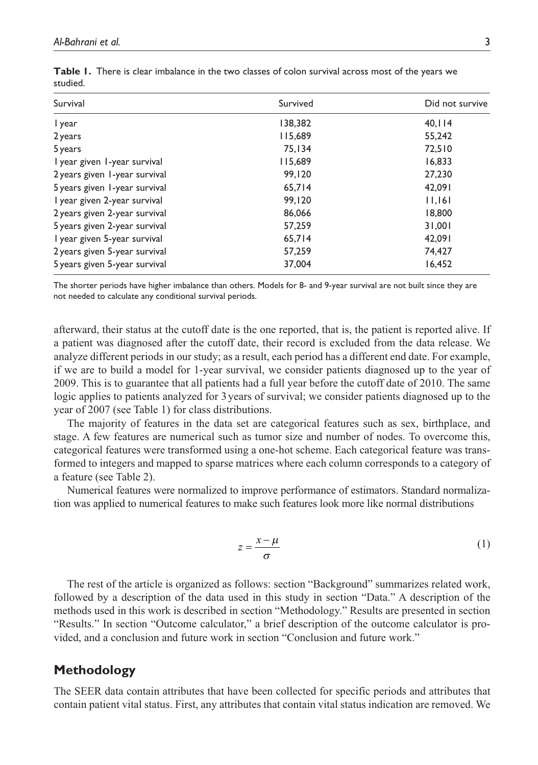**Table 1.** There is clear imbalance in the two classes of colon survival across most of the years we studied.

| Survival | Survived | Did not survive |
| --- | --- | --- |
| 1 year | 138,382 | 40,114 |
| 2 years | 115,689 | 55,242 |
| 5 years | 75,134 | 72,510 |
| 1 year given 1-year survival | 115,689 | 16,833 |
| 2 years given 1-year survival | 99,120 | 27,230 |
| 5 years given 1-year survival | 65,714 | 42,091 |
| 1 year given 2-year survival | 99,120 | 11,161 |
| 2 years given 2-year survival | 86,066 | 18,800 |
| 5 years given 2-year survival | 57,259 | 31,001 |
| 1 year given 5-year survival | 65,714 | 42,091 |
| 2 years given 5-year survival | 57,259 | 74,427 |
| 5 years given 5-year survival | 37,004 | 16,452 |

The shorter periods have higher imbalance than others. Models for 8- and 9-year survival are not built since they are not needed to calculate any conditional survival periods.

afterward, their status at the cutoff date is the one reported, that is, the patient is reported alive. If a patient was diagnosed after the cutoff date, their record is excluded from the data release. We analyze different periods in our study; as a result, each period has a different end date. For example, if we are to build a model for 1-year survival, we consider patients diagnosed up to the year of 2009. This is to guarantee that all patients had a full year before the cutoff date of 2010. The same logic applies to patients analyzed for 3 years of survival; we consider patients diagnosed up to the year of 2007 (see Table 1) for class distributions.

The majority of features in the data set are categorical features such as sex, birthplace, and stage. A few features are numerical such as tumor size and number of nodes. To overcome this, categorical features were transformed using a one-hot scheme. Each categorical feature was transformed to integers and mapped to sparse matrices where each column corresponds to a category of a feature (see Table 2).

Numerical features were normalized to improve performance of estimators. Standard normalization was applied to numerical features to make such features look more like normal distributions

$$z = \frac{x - \mu}{\sigma} \tag{1}$$

The rest of the article is organized as follows: section "Background" summarizes related work, followed by a description of the data used in this study in section "Data." A description of the methods used in this work is described in section "Methodology." Results are presented in section "Results." In section "Outcome calculator," a brief description of the outcome calculator is provided, and a conclusion and future work in section "Conclusion and future work."

## Methodology

The SEER data contain attributes that have been collected for specific periods and attributes that contain patient vital status. First, any attributes that contain vital status indication are removed. We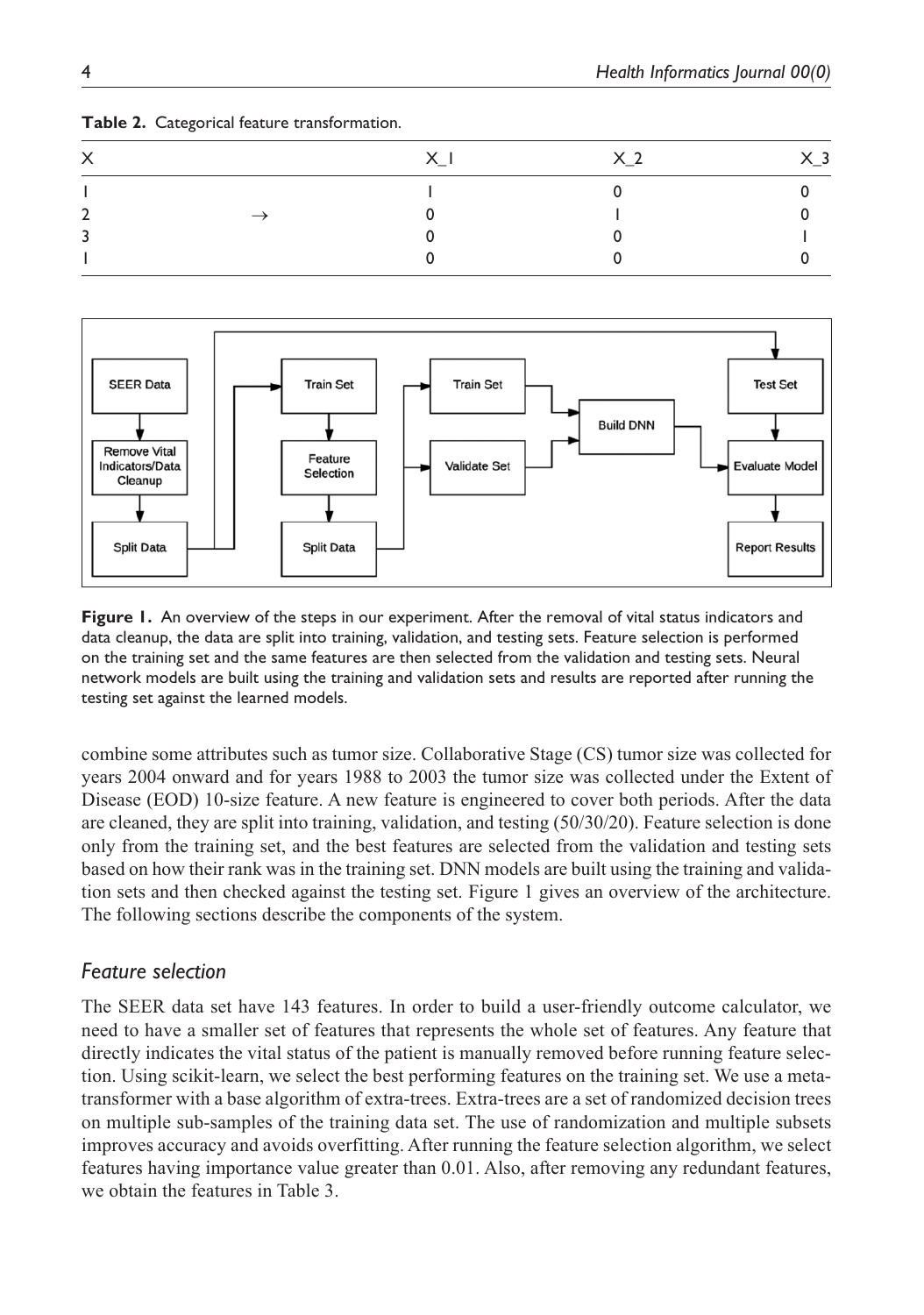**Table 2.** Categorical feature transformation.

| X | | X_1 | X_2 | X_3 |
|---|---|---|---|---|
| 1 | | 1 | 0 | 0 |
| 2 | → | 0 | 1 | 0 |
| 3 | | 0 | 0 | 1 |
| 1 | | 0 | 0 | 0 |

**Figure 1.** An overview of the steps in our experiment. After the removal of vital status indicators and data cleanup, the data are split into training, validation, and testing sets. Feature selection is performed on the training set and the same features are then selected from the validation and testing sets. Neural network models are built using the training and validation sets and results are reported after running the testing set against the learned models.

combine some attributes such as tumor size. Collaborative Stage (CS) tumor size was collected for years 2004 onward and for years 1988 to 2003 the tumor size was collected under the Extent of Disease (EOD) 10-size feature. A new feature is engineered to cover both periods. After the data are cleaned, they are split into training, validation, and testing (50/30/20). Feature selection is done only from the training set, and the best features are selected from the validation and testing sets based on how their rank was in the training set. DNN models are built using the training and validation sets and then checked against the testing set. Figure 1 gives an overview of the architecture. The following sections describe the components of the system.

## *Feature selection*

The SEER data set have 143 features. In order to build a user-friendly outcome calculator, we need to have a smaller set of features that represents the whole set of features. Any feature that directly indicates the vital status of the patient is manually removed before running feature selection. Using scikit-learn, we select the best performing features on the training set. We use a meta-transformer with a base algorithm of extra-trees. Extra-trees are a set of randomized decision trees on multiple sub-samples of the training data set. The use of randomization and multiple subsets improves accuracy and avoids overfitting. After running the feature selection algorithm, we select features having importance value greater than 0.01. Also, after removing any redundant features, we obtain the features in Table 3.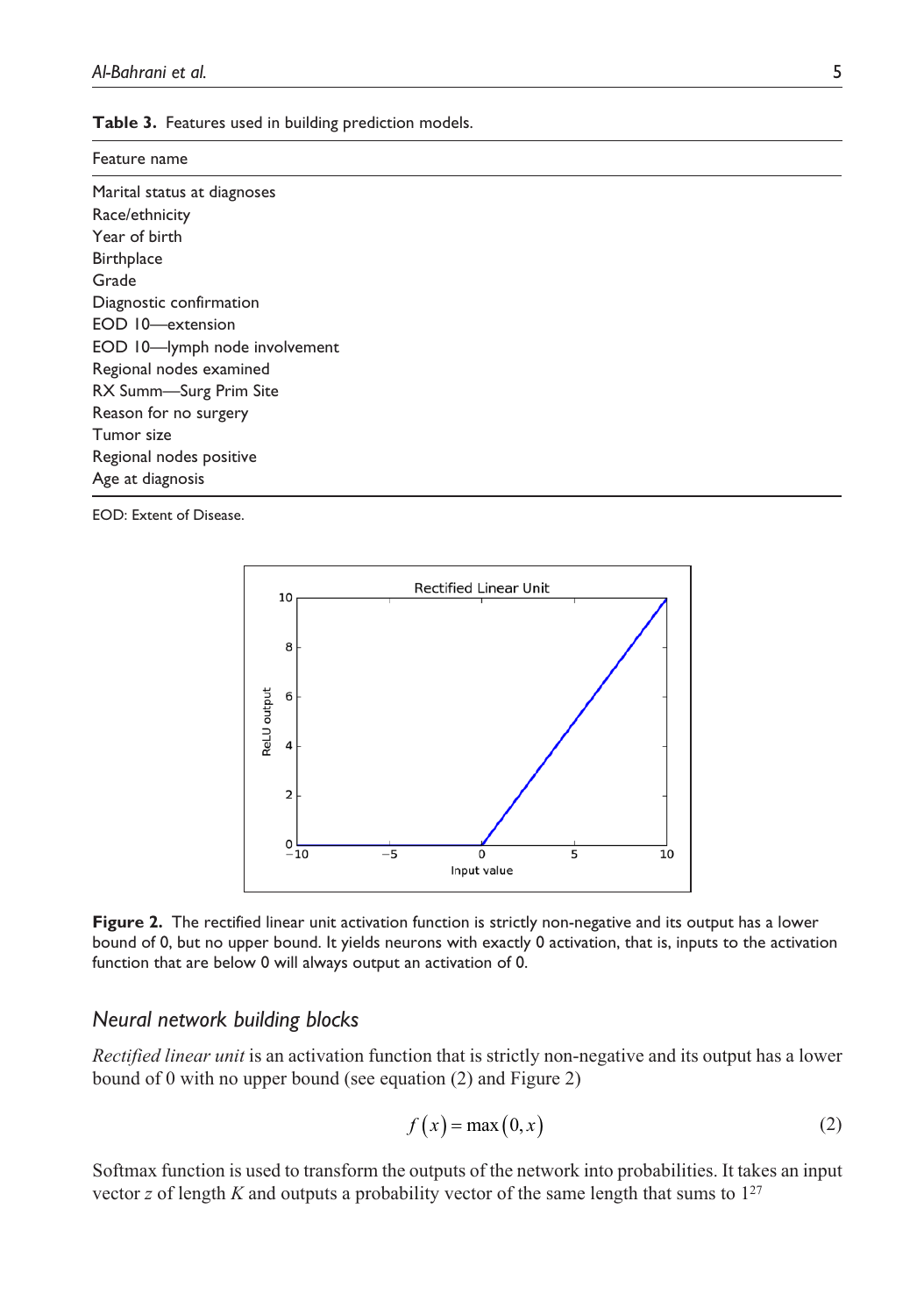**Table 3.** Features used in building prediction models.

| Feature name |
| --- |
| Marital status at diagnoses |
| Race/ethnicity |
| Year of birth |
| Birthplace |
| Grade |
| Diagnostic confirmation |
| EOD 10—extension |
| EOD 10—lymph node involvement |
| Regional nodes examined |
| RX Summ—Surg Prim Site |
| Reason for no surgery |
| Tumor size |
| Regional nodes positive |
| Age at diagnosis |

EOD: Extent of Disease.

**Figure 2.** The rectified linear unit activation function is strictly non-negative and its output has a lower bound of 0, but no upper bound. It yields neurons with exactly 0 activation, that is, inputs to the activation function that are below 0 will always output an activation of 0.

## *Neural network building blocks*

*Rectified linear unit* is an activation function that is strictly non-negative and its output has a lower bound of 0 with no upper bound (see equation (2) and Figure 2)

$$f(x) = \max(0, x) \tag{2}$$

Softmax function is used to transform the outputs of the network into probabilities. It takes an input vector $z$ of length $K$ and outputs a probability vector of the same length that sums to 1[27]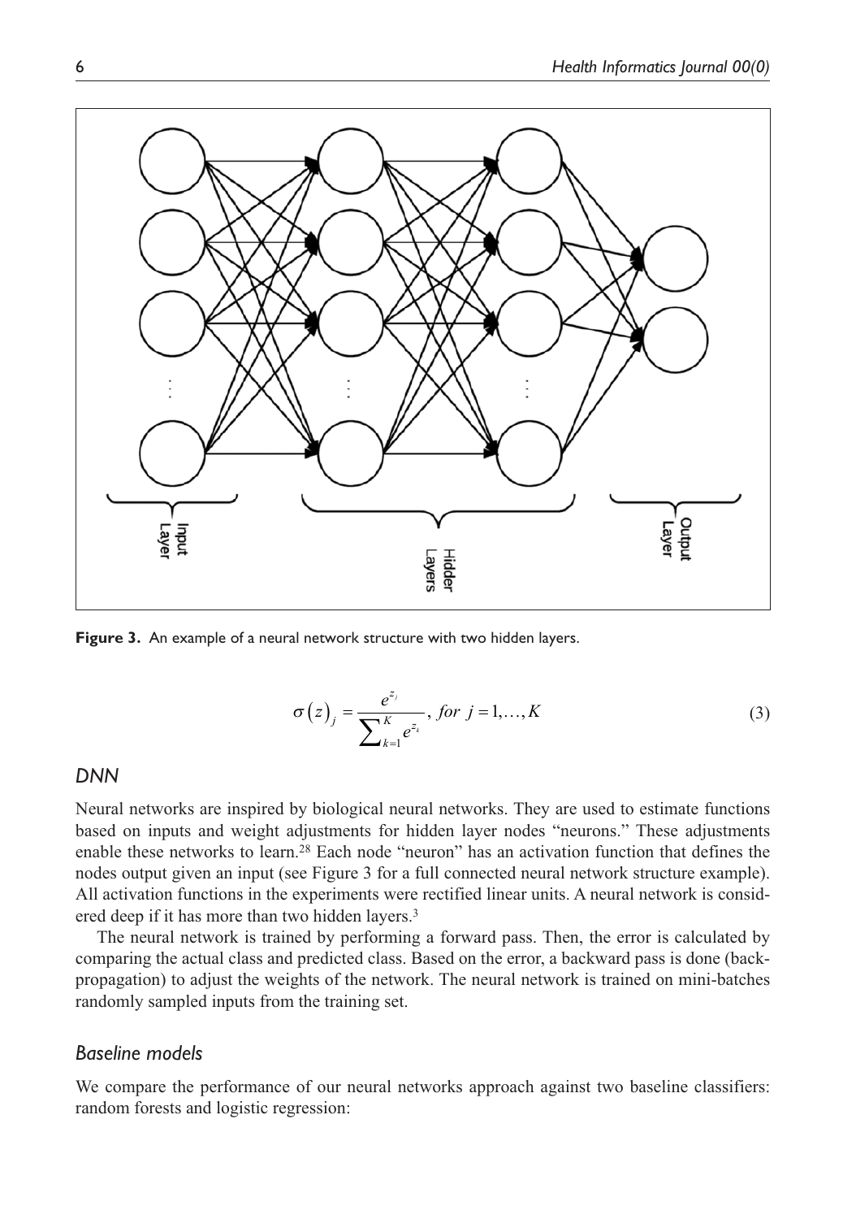**Figure 3.** An example of a neural network structure with two hidden layers.

$$\sigma(z)_j = \frac{e^{z_j}}{\sum_{k=1}^{K} e^{z_k}}, \ for \ j = 1, \ldots, K \tag{3}$$

### DNN

Neural networks are inspired by biological neural networks. They are used to estimate functions based on inputs and weight adjustments for hidden layer nodes "neurons." These adjustments enable these networks to learn.[28] Each node "neuron" has an activation function that defines the nodes output given an input (see Figure 3 for a full connected neural network structure example). All activation functions in the experiments were rectified linear units. A neural network is considered deep if it has more than two hidden layers.[3]

The neural network is trained by performing a forward pass. Then, the error is calculated by comparing the actual class and predicted class. Based on the error, a backward pass is done (backpropagation) to adjust the weights of the network. The neural network is trained on mini-batches randomly sampled inputs from the training set.

### Baseline models

We compare the performance of our neural networks approach against two baseline classifiers: random forests and logistic regression: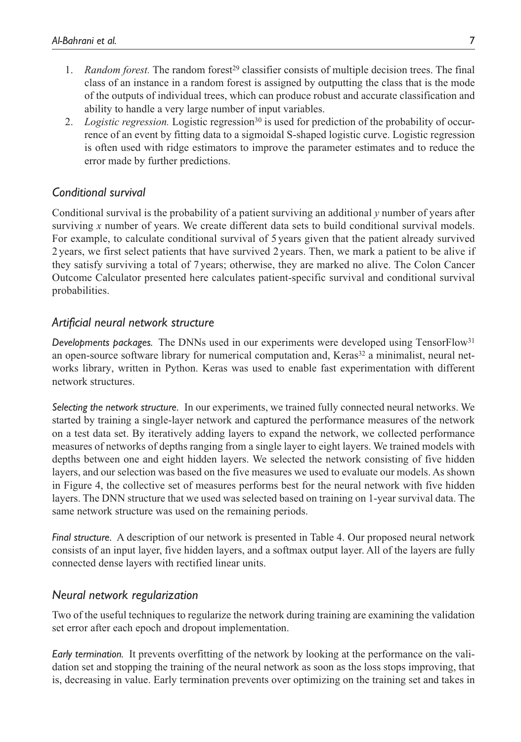1. *Random forest.* The random forest[29] classifier consists of multiple decision trees. The final class of an instance in a random forest is assigned by outputting the class that is the mode of the outputs of individual trees, which can produce robust and accurate classification and ability to handle a very large number of input variables.
2. *Logistic regression.* Logistic regression[30] is used for prediction of the probability of occurrence of an event by fitting data to a sigmoidal S-shaped logistic curve. Logistic regression is often used with ridge estimators to improve the parameter estimates and to reduce the error made by further predictions.

## *Conditional survival*

Conditional survival is the probability of a patient surviving an additional $y$ number of years after surviving $x$ number of years. We create different data sets to build conditional survival models. For example, to calculate conditional survival of 5 years given that the patient already survived 2 years, we first select patients that have survived 2 years. Then, we mark a patient to be alive if they satisfy surviving a total of 7 years; otherwise, they are marked no alive. The Colon Cancer Outcome Calculator presented here calculates patient-specific survival and conditional survival probabilities.

## *Artificial neural network structure*

*Developments packages.* The DNNs used in our experiments were developed using TensorFlow[31] an open-source software library for numerical computation and, Keras[32] a minimalist, neural networks library, written in Python. Keras was used to enable fast experimentation with different network structures.

*Selecting the network structure.* In our experiments, we trained fully connected neural networks. We started by training a single-layer network and captured the performance measures of the network on a test data set. By iteratively adding layers to expand the network, we collected performance measures of networks of depths ranging from a single layer to eight layers. We trained models with depths between one and eight hidden layers. We selected the network consisting of five hidden layers, and our selection was based on the five measures we used to evaluate our models. As shown in Figure 4, the collective set of measures performs best for the neural network with five hidden layers. The DNN structure that we used was selected based on training on 1-year survival data. The same network structure was used on the remaining periods.

*Final structure.* A description of our network is presented in Table 4. Our proposed neural network consists of an input layer, five hidden layers, and a softmax output layer. All of the layers are fully connected dense layers with rectified linear units.

## *Neural network regularization*

Two of the useful techniques to regularize the network during training are examining the validation set error after each epoch and dropout implementation.

*Early termination.* It prevents overfitting of the network by looking at the performance on the validation set and stopping the training of the neural network as soon as the loss stops improving, that is, decreasing in value. Early termination prevents over optimizing on the training set and takes in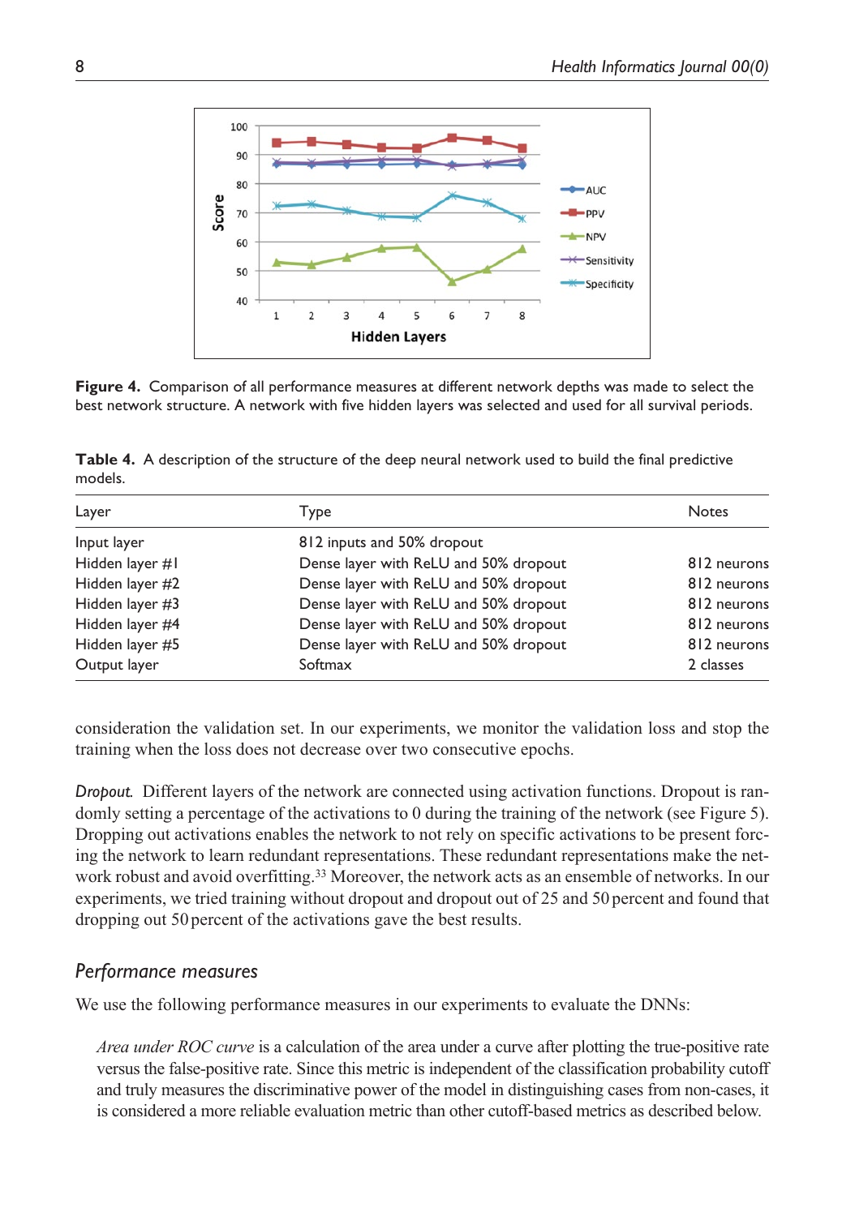**Figure 4.** Comparison of all performance measures at different network depths was made to select the best network structure. A network with five hidden layers was selected and used for all survival periods.

**Table 4.** A description of the structure of the deep neural network used to build the final predictive models.

| Layer | Type | Notes |
| --- | --- | --- |
| Input layer | 812 inputs and 50% dropout | |
| Hidden layer #1 | Dense layer with ReLU and 50% dropout | 812 neurons |
| Hidden layer #2 | Dense layer with ReLU and 50% dropout | 812 neurons |
| Hidden layer #3 | Dense layer with ReLU and 50% dropout | 812 neurons |
| Hidden layer #4 | Dense layer with ReLU and 50% dropout | 812 neurons |
| Hidden layer #5 | Dense layer with ReLU and 50% dropout | 812 neurons |
| Output layer | Softmax | 2 classes |

consideration the validation set. In our experiments, we monitor the validation loss and stop the training when the loss does not decrease over two consecutive epochs.

*Dropout.* Different layers of the network are connected using activation functions. Dropout is randomly setting a percentage of the activations to 0 during the training of the network (see Figure 5). Dropping out activations enables the network to not rely on specific activations to be present forcing the network to learn redundant representations. These redundant representations make the network robust and avoid overfitting.[33] Moreover, the network acts as an ensemble of networks. In our experiments, we tried training without dropout and dropout out of 25 and 50 percent and found that dropping out 50 percent of the activations gave the best results.

## Performance measures

We use the following performance measures in our experiments to evaluate the DNNs:

> *Area under ROC curve* is a calculation of the area under a curve after plotting the true-positive rate versus the false-positive rate. Since this metric is independent of the classification probability cutoff and truly measures the discriminative power of the model in distinguishing cases from non-cases, it is considered a more reliable evaluation metric than other cutoff-based metrics as described below.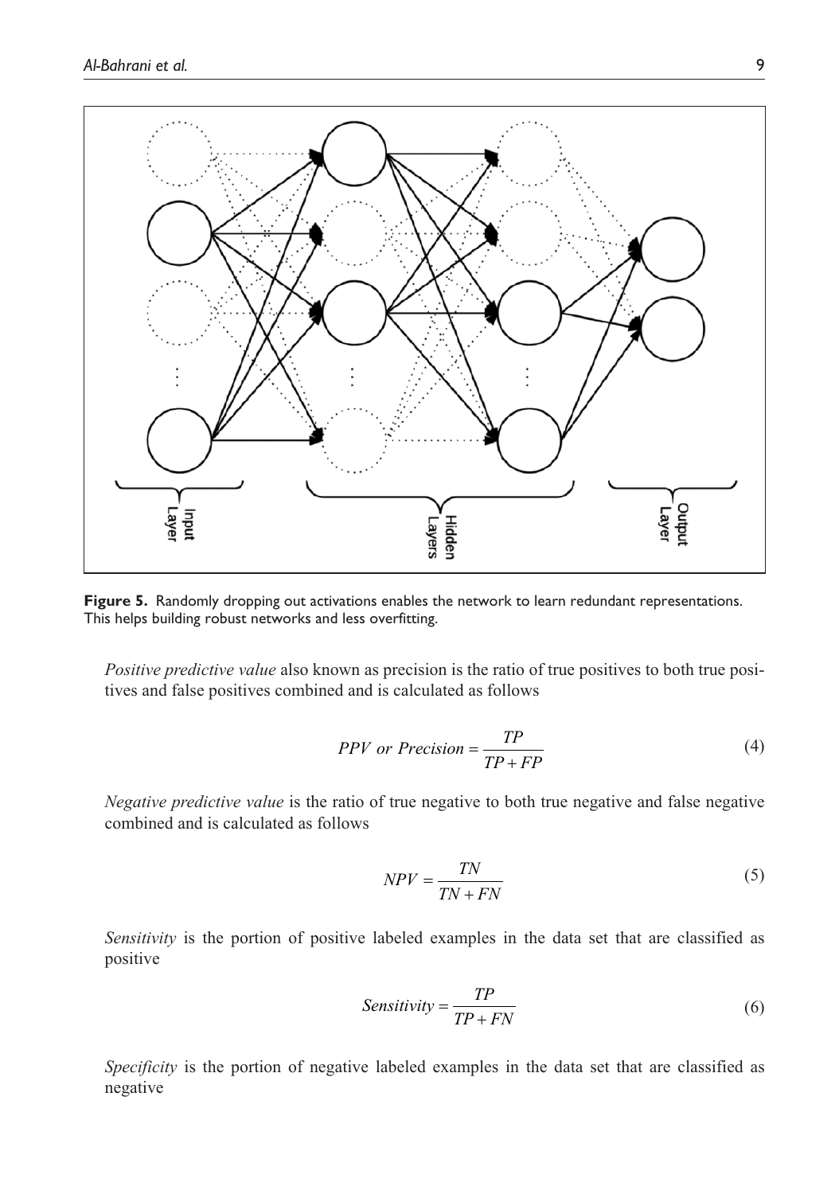**Figure 5.** Randomly dropping out activations enables the network to learn redundant representations. This helps building robust networks and less overfitting.

*Positive predictive value* also known as precision is the ratio of true positives to both true positives and false positives combined and is calculated as follows

$$PPV \ or \ Precision = \frac{TP}{TP + FP} \tag{4}$$

*Negative predictive value* is the ratio of true negative to both true negative and false negative combined and is calculated as follows

$$NPV = \frac{TN}{TN + FN} \tag{5}$$

*Sensitivity* is the portion of positive labeled examples in the data set that are classified as positive

$$Sensitivity = \frac{TP}{TP + FN} \tag{6}$$

*Specificity* is the portion of negative labeled examples in the data set that are classified as negative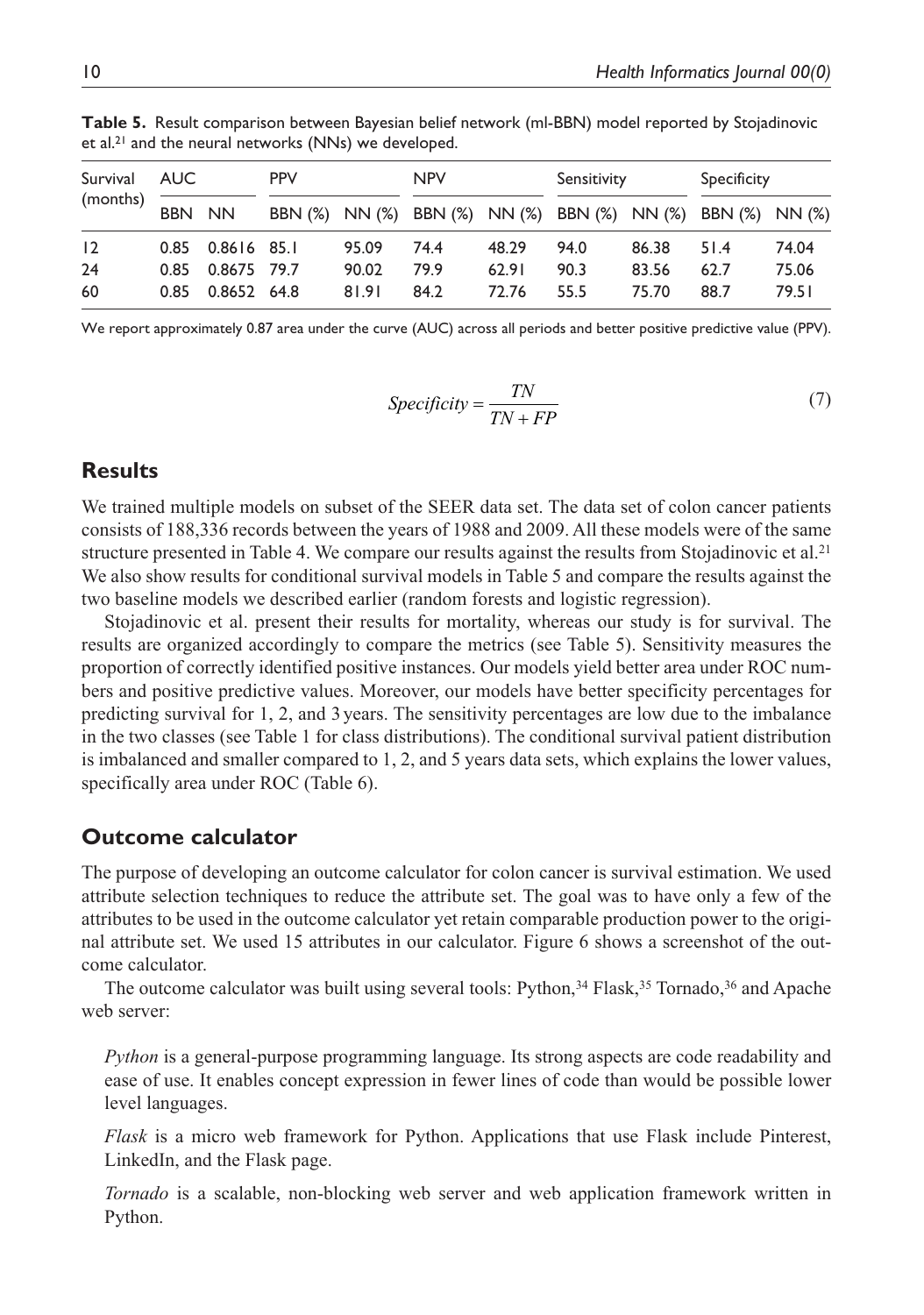**Table 5.** Result comparison between Bayesian belief network (ml-BBN) model reported by Stojadinovic et al.[21] and the neural networks (NNs) we developed.

| Survival (months) | AUC | | PPV | | NPV | | Sensitivity | | Specificity | |
|---|---|---|---|---|---|---|---|---|---|---|
| | BBN | NN | BBN (%) | NN (%) | BBN (%) | NN (%) | BBN (%) | NN (%) | BBN (%) | NN (%) |
| 12 | 0.85 | 0.8616 | 85.1 | 95.09 | 74.4 | 48.29 | 94.0 | 86.38 | 51.4 | 74.04 |
| 24 | 0.85 | 0.8675 | 79.7 | 90.02 | 79.9 | 62.91 | 90.3 | 83.56 | 62.7 | 75.06 |
| 60 | 0.85 | 0.8652 | 64.8 | 81.91 | 84.2 | 72.76 | 55.5 | 75.70 | 88.7 | 79.51 |

We report approximately 0.87 area under the curve (AUC) across all periods and better positive predictive value (PPV).

$$Specificity = \frac{TN}{TN + FP} \tag{7}$$

## Results

We trained multiple models on subset of the SEER data set. The data set of colon cancer patients consists of 188,336 records between the years of 1988 and 2009. All these models were of the same structure presented in Table 4. We compare our results against the results from Stojadinovic et al.[21] We also show results for conditional survival models in Table 5 and compare the results against the two baseline models we described earlier (random forests and logistic regression).

Stojadinovic et al. present their results for mortality, whereas our study is for survival. The results are organized accordingly to compare the metrics (see Table 5). Sensitivity measures the proportion of correctly identified positive instances. Our models yield better area under ROC numbers and positive predictive values. Moreover, our models have better specificity percentages for predicting survival for 1, 2, and 3 years. The sensitivity percentages are low due to the imbalance in the two classes (see Table 1 for class distributions). The conditional survival patient distribution is imbalanced and smaller compared to 1, 2, and 5 years data sets, which explains the lower values, specifically area under ROC (Table 6).

## Outcome calculator

The purpose of developing an outcome calculator for colon cancer is survival estimation. We used attribute selection techniques to reduce the attribute set. The goal was to have only a few of the attributes to be used in the outcome calculator yet retain comparable production power to the original attribute set. We used 15 attributes in our calculator. Figure 6 shows a screenshot of the outcome calculator.

The outcome calculator was built using several tools: Python,[34] Flask,[35] Tornado,[36] and Apache web server:

*Python* is a general-purpose programming language. Its strong aspects are code readability and ease of use. It enables concept expression in fewer lines of code than would be possible lower level languages.

*Flask* is a micro web framework for Python. Applications that use Flask include Pinterest, LinkedIn, and the Flask page.

*Tornado* is a scalable, non-blocking web server and web application framework written in Python.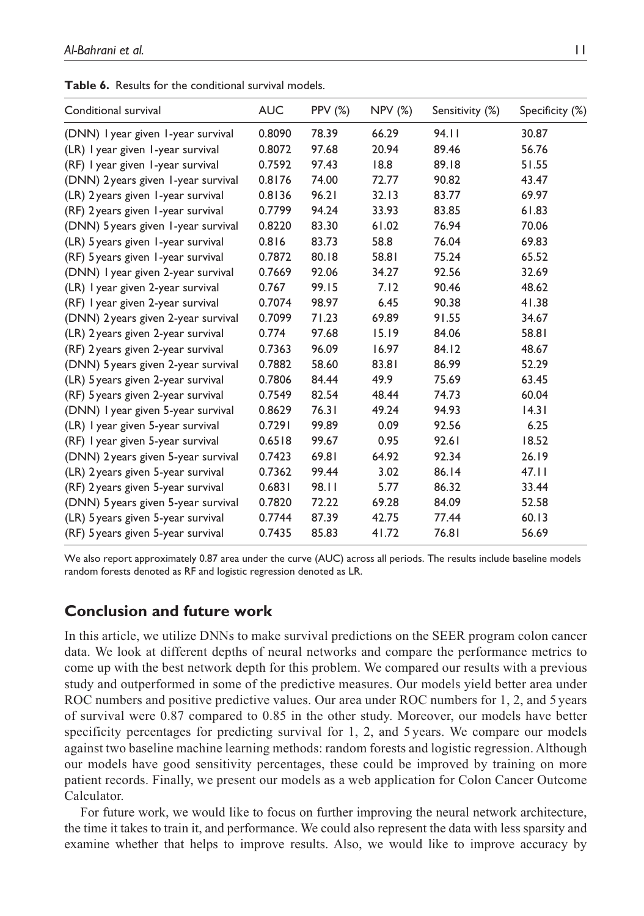**Table 6.** Results for the conditional survival models.

| Conditional survival | AUC | PPV (%) | NPV (%) | Sensitivity (%) | Specificity (%) |
|---|---|---|---|---|---|
| (DNN) 1 year given 1-year survival | 0.8090 | 78.39 | 66.29 | 94.11 | 30.87 |
| (LR) 1 year given 1-year survival | 0.8072 | 97.68 | 20.94 | 89.46 | 56.76 |
| (RF) 1 year given 1-year survival | 0.7592 | 97.43 | 18.8 | 89.18 | 51.55 |
| (DNN) 2 years given 1-year survival | 0.8176 | 74.00 | 72.77 | 90.82 | 43.47 |
| (LR) 2 years given 1-year survival | 0.8136 | 96.21 | 32.13 | 83.77 | 69.97 |
| (RF) 2 years given 1-year survival | 0.7799 | 94.24 | 33.93 | 83.85 | 61.83 |
| (DNN) 5 years given 1-year survival | 0.8220 | 83.30 | 61.02 | 76.94 | 70.06 |
| (LR) 5 years given 1-year survival | 0.816 | 83.73 | 58.8 | 76.04 | 69.83 |
| (RF) 5 years given 1-year survival | 0.7872 | 80.18 | 58.81 | 75.24 | 65.52 |
| (DNN) 1 year given 2-year survival | 0.7669 | 92.06 | 34.27 | 92.56 | 32.69 |
| (LR) 1 year given 2-year survival | 0.767 | 99.15 | 7.12 | 90.46 | 48.62 |
| (RF) 1 year given 2-year survival | 0.7074 | 98.97 | 6.45 | 90.38 | 41.38 |
| (DNN) 2 years given 2-year survival | 0.7099 | 71.23 | 69.89 | 91.55 | 34.67 |
| (LR) 2 years given 2-year survival | 0.774 | 97.68 | 15.19 | 84.06 | 58.81 |
| (RF) 2 years given 2-year survival | 0.7363 | 96.09 | 16.97 | 84.12 | 48.67 |
| (DNN) 5 years given 2-year survival | 0.7882 | 58.60 | 83.81 | 86.99 | 52.29 |
| (LR) 5 years given 2-year survival | 0.7806 | 84.44 | 49.9 | 75.69 | 63.45 |
| (RF) 5 years given 2-year survival | 0.7549 | 82.54 | 48.44 | 74.73 | 60.04 |
| (DNN) 1 year given 5-year survival | 0.8629 | 76.31 | 49.24 | 94.93 | 14.31 |
| (LR) 1 year given 5-year survival | 0.7291 | 99.89 | 0.09 | 92.56 | 6.25 |
| (RF) 1 year given 5-year survival | 0.6518 | 99.67 | 0.95 | 92.61 | 18.52 |
| (DNN) 2 years given 5-year survival | 0.7423 | 69.81 | 64.92 | 92.34 | 26.19 |
| (LR) 2 years given 5-year survival | 0.7362 | 99.44 | 3.02 | 86.14 | 47.11 |
| (RF) 2 years given 5-year survival | 0.6831 | 98.11 | 5.77 | 86.32 | 33.44 |
| (DNN) 5 years given 5-year survival | 0.7820 | 72.22 | 69.28 | 84.09 | 52.58 |
| (LR) 5 years given 5-year survival | 0.7744 | 87.39 | 42.75 | 77.44 | 60.13 |
| (RF) 5 years given 5-year survival | 0.7435 | 85.83 | 41.72 | 76.81 | 56.69 |

We also report approximately 0.87 area under the curve (AUC) across all periods. The results include baseline models random forests denoted as RF and logistic regression denoted as LR.

## Conclusion and future work

In this article, we utilize DNNs to make survival predictions on the SEER program colon cancer data. We look at different depths of neural networks and compare the performance metrics to come up with the best network depth for this problem. We compared our results with a previous study and outperformed in some of the predictive measures. Our models yield better area under ROC numbers and positive predictive values. Our area under ROC numbers for 1, 2, and 5 years of survival were 0.87 compared to 0.85 in the other study. Moreover, our models have better specificity percentages for predicting survival for 1, 2, and 5 years. We compare our models against two baseline machine learning methods: random forests and logistic regression. Although our models have good sensitivity percentages, these could be improved by training on more patient records. Finally, we present our models as a web application for Colon Cancer Outcome Calculator.

For future work, we would like to focus on further improving the neural network architecture, the time it takes to train it, and performance. We could also represent the data with less sparsity and examine whether that helps to improve results. Also, we would like to improve accuracy by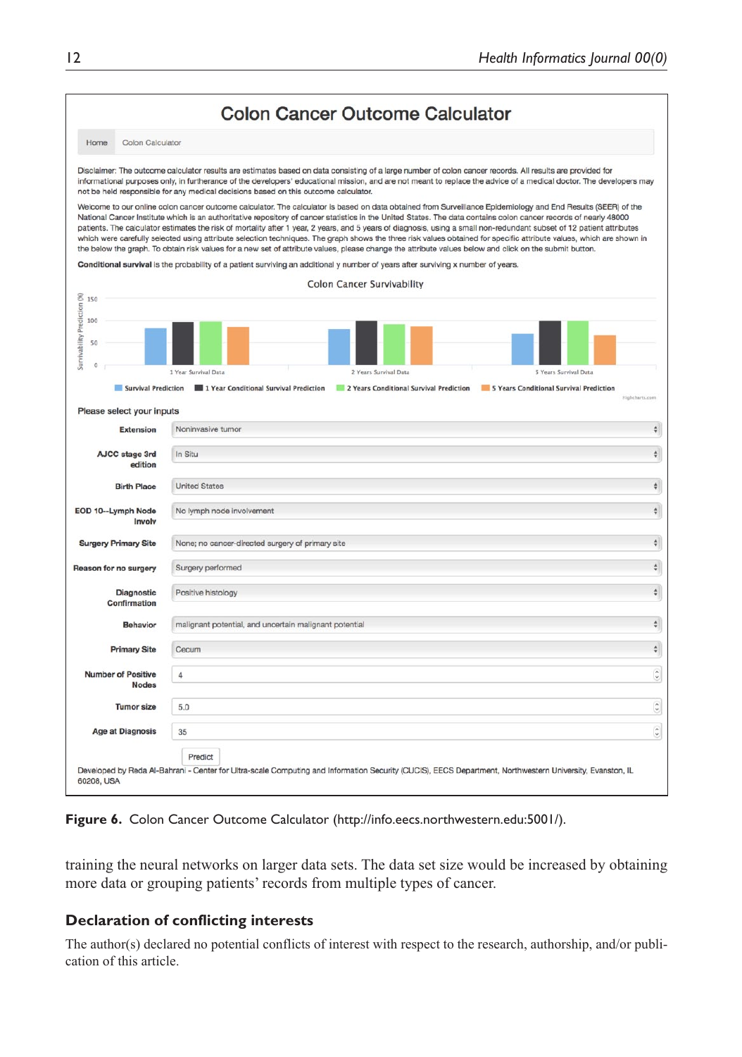# Colon Cancer Outcome Calculator

Home | Colon Calculator

Disclaimer: The outcome calculator results are estimates based on data consisting of a large number of colon cancer records. All results are provided for informational purposes only, in furtherance of the developers' educational mission, and are not meant to replace the advice of a medical doctor. The developers may not be held responsible for any medical decisions based on this outcome calculator.

Welcome to our online colon cancer outcome calculator. The calculator is based on data obtained from Surveillance Epidemiology and End Results (SEER) of the National Cancer Institute which is an authoritative repository of cancer statistics in the United States. The data contains colon cancer records of nearly 48000 patients. The calculator estimates the risk of mortality after 1 year, 2 years, and 5 years of diagnosis, using a small non-redundant subset of 12 patient attributes which were carefully selected using attribute selection techniques. The graph shows the three risk values obtained for specific attribute values, which are shown in the below the graph. To obtain risk values for a new set of attribute values, please change the attribute values below and click on the submit button.

**Conditional survival** is the probability of a patient surviving an additional y number of years after surviving x number of years.

Colon Cancer Survivability

Survivability Prediction (%): 150, 100, 50, 0

1 Year Survival Data | 2 Years Survival Data | 5 Years Survival Data

Survival Prediction | 1 Year Conditional Survival Prediction | 2 Years Conditional Survival Prediction | 5 Years Conditional Survival Prediction

Highcharts.com

Please select your inputs

| | |
|---|---|
| Extension | Noninvasive tumor |
| AJCC stage 3rd edition | In Situ |
| Birth Place | United States |
| EOD 10--Lymph Node Involv | No lymph node involvement |
| Surgery Primary Site | None; no cancer-directed surgery of primary site |
| Reason for no surgery | Surgery performed |
| Diagnostic Confirmation | Positive histology |
| Behavior | malignant potential, and uncertain malignant potential |
| Primary Site | Cecum |
| Number of Positive Nodes | 4 |
| Tumor size | 5.0 |
| Age at Diagnosis | 35 |

Predict

Developed by Reda Al-Bahrani - Center for Ultra-scale Computing and Information Security (CUCIS), EECS Department, Northwestern University, Evanston, IL 60208, USA

**Figure 6.** Colon Cancer Outcome Calculator (http://info.eecs.northwestern.edu:5001/).

training the neural networks on larger data sets. The data set size would be increased by obtaining more data or grouping patients' records from multiple types of cancer.

## Declaration of conflicting interests

The author(s) declared no potential conflicts of interest with respect to the research, authorship, and/or publication of this article.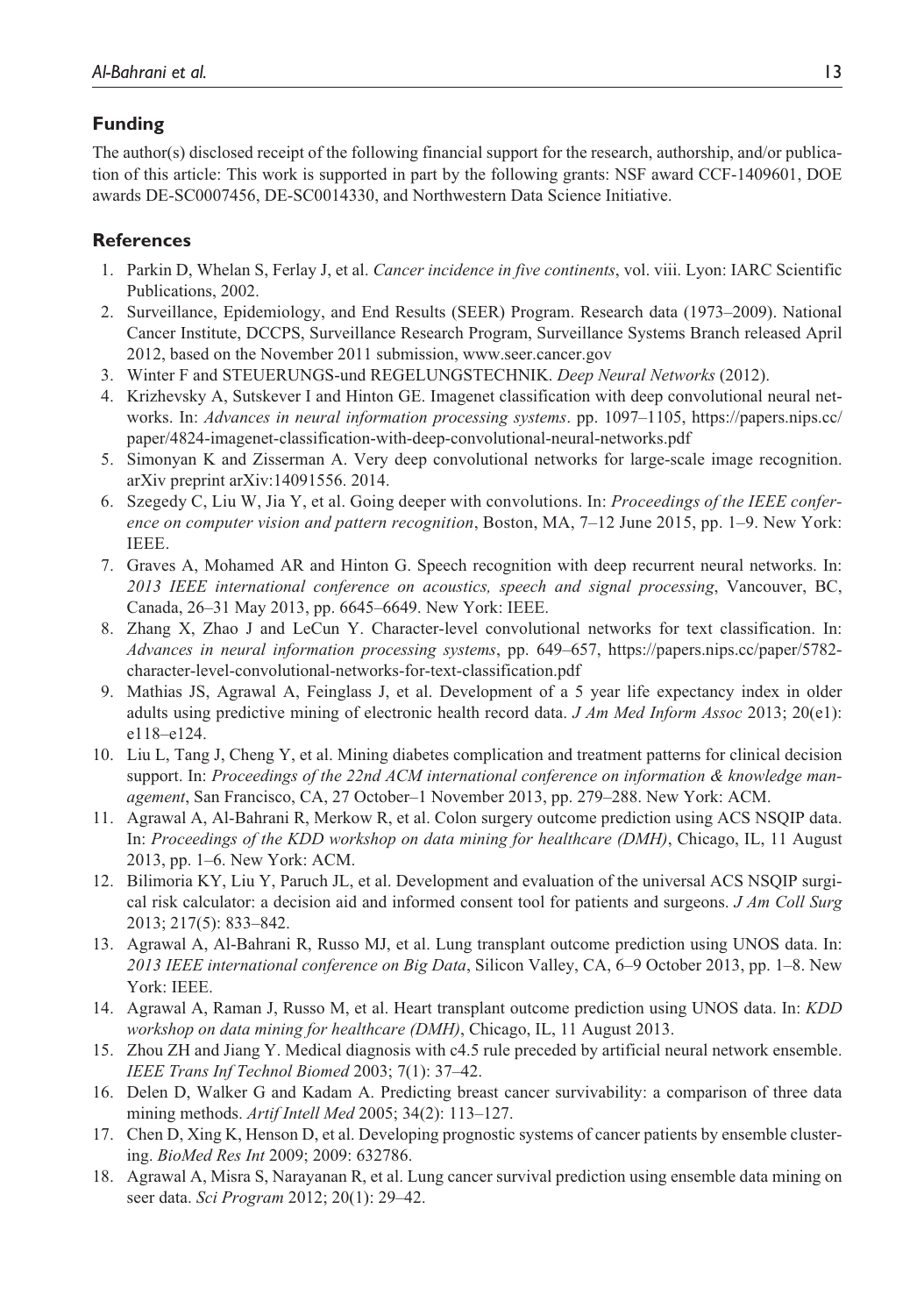## Funding

The author(s) disclosed receipt of the following financial support for the research, authorship, and/or publication of this article: This work is supported in part by the following grants: NSF award CCF-1409601, DOE awards DE-SC0007456, DE-SC0014330, and Northwestern Data Science Initiative.

## References

1. Parkin D, Whelan S, Ferlay J, et al. *Cancer incidence in five continents*, vol. viii. Lyon: IARC Scientific Publications, 2002.
2. Surveillance, Epidemiology, and End Results (SEER) Program. Research data (1973–2009). National Cancer Institute, DCCPS, Surveillance Research Program, Surveillance Systems Branch released April 2012, based on the November 2011 submission, www.seer.cancer.gov
3. Winter F and STEUERUNGS-und REGELUNGSTECHNIK. *Deep Neural Networks* (2012).
4. Krizhevsky A, Sutskever I and Hinton GE. Imagenet classification with deep convolutional neural networks. In: *Advances in neural information processing systems*. pp. 1097–1105, https://papers.nips.cc/paper/4824-imagenet-classification-with-deep-convolutional-neural-networks.pdf
5. Simonyan K and Zisserman A. Very deep convolutional networks for large-scale image recognition. arXiv preprint arXiv:14091556. 2014.
6. Szegedy C, Liu W, Jia Y, et al. Going deeper with convolutions. In: *Proceedings of the IEEE conference on computer vision and pattern recognition*, Boston, MA, 7–12 June 2015, pp. 1–9. New York: IEEE.
7. Graves A, Mohamed AR and Hinton G. Speech recognition with deep recurrent neural networks. In: *2013 IEEE international conference on acoustics, speech and signal processing*, Vancouver, BC, Canada, 26–31 May 2013, pp. 6645–6649. New York: IEEE.
8. Zhang X, Zhao J and LeCun Y. Character-level convolutional networks for text classification. In: *Advances in neural information processing systems*, pp. 649–657, https://papers.nips.cc/paper/5782-character-level-convolutional-networks-for-text-classification.pdf
9. Mathias JS, Agrawal A, Feinglass J, et al. Development of a 5 year life expectancy index in older adults using predictive mining of electronic health record data. *J Am Med Inform Assoc* 2013; 20(e1): e118–e124.
10. Liu L, Tang J, Cheng Y, et al. Mining diabetes complication and treatment patterns for clinical decision support. In: *Proceedings of the 22nd ACM international conference on information & knowledge management*, San Francisco, CA, 27 October–1 November 2013, pp. 279–288. New York: ACM.
11. Agrawal A, Al-Bahrani R, Merkow R, et al. Colon surgery outcome prediction using ACS NSQIP data. In: *Proceedings of the KDD workshop on data mining for healthcare (DMH)*, Chicago, IL, 11 August 2013, pp. 1–6. New York: ACM.
12. Bilimoria KY, Liu Y, Paruch JL, et al. Development and evaluation of the universal ACS NSQIP surgical risk calculator: a decision aid and informed consent tool for patients and surgeons. *J Am Coll Surg* 2013; 217(5): 833–842.
13. Agrawal A, Al-Bahrani R, Russo MJ, et al. Lung transplant outcome prediction using UNOS data. In: *2013 IEEE international conference on Big Data*, Silicon Valley, CA, 6–9 October 2013, pp. 1–8. New York: IEEE.
14. Agrawal A, Raman J, Russo M, et al. Heart transplant outcome prediction using UNOS data. In: *KDD workshop on data mining for healthcare (DMH)*, Chicago, IL, 11 August 2013.
15. Zhou ZH and Jiang Y. Medical diagnosis with c4.5 rule preceded by artificial neural network ensemble. *IEEE Trans Inf Technol Biomed* 2003; 7(1): 37–42.
16. Delen D, Walker G and Kadam A. Predicting breast cancer survivability: a comparison of three data mining methods. *Artif Intell Med* 2005; 34(2): 113–127.
17. Chen D, Xing K, Henson D, et al. Developing prognostic systems of cancer patients by ensemble clustering. *BioMed Res Int* 2009; 2009: 632786.
18. Agrawal A, Misra S, Narayanan R, et al. Lung cancer survival prediction using ensemble data mining on seer data. *Sci Program* 2012; 20(1): 29–42.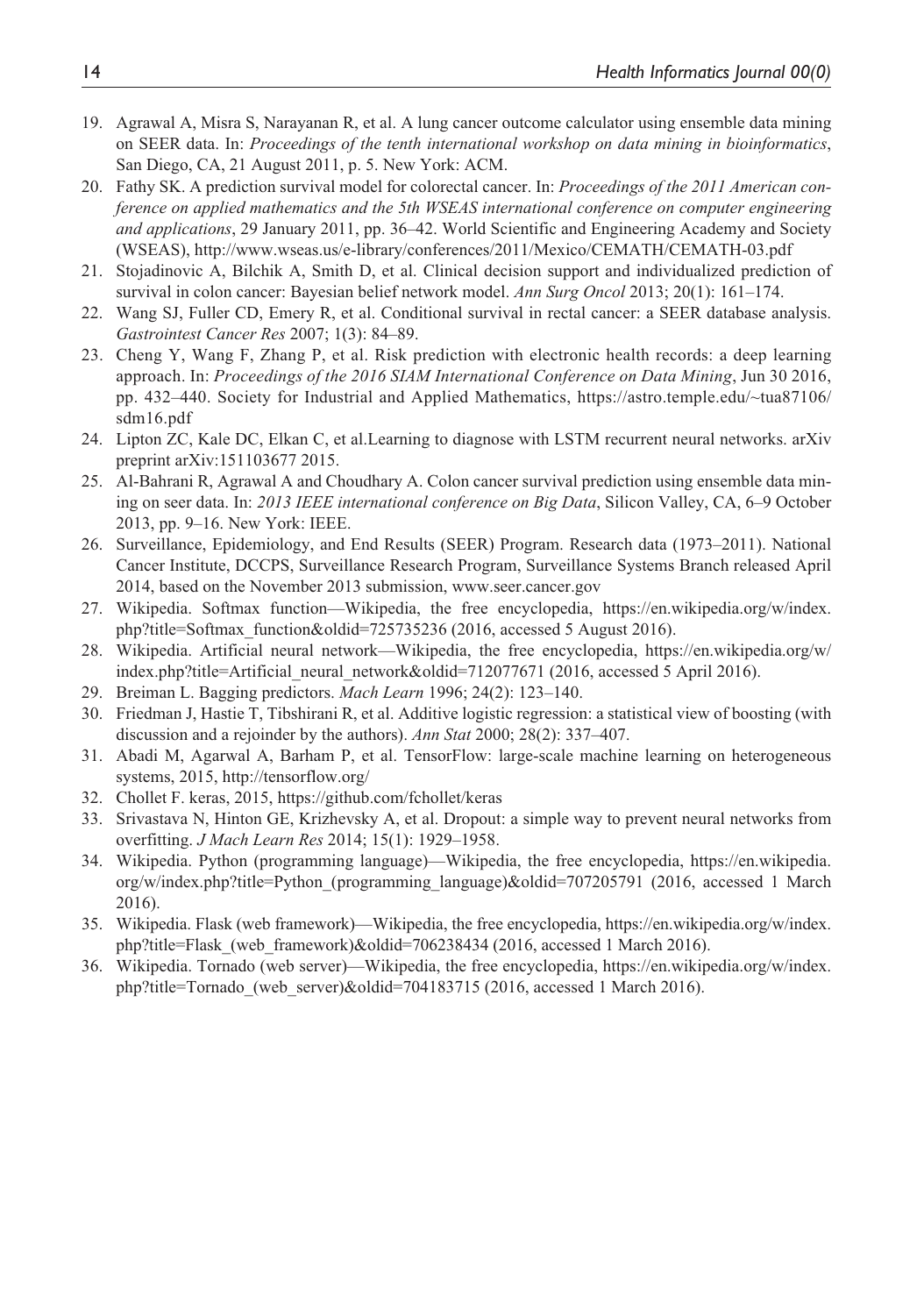19. Agrawal A, Misra S, Narayanan R, et al. A lung cancer outcome calculator using ensemble data mining on SEER data. In: *Proceedings of the tenth international workshop on data mining in bioinformatics*, San Diego, CA, 21 August 2011, p. 5. New York: ACM.
20. Fathy SK. A prediction survival model for colorectal cancer. In: *Proceedings of the 2011 American conference on applied mathematics and the 5th WSEAS international conference on computer engineering and applications*, 29 January 2011, pp. 36–42. World Scientific and Engineering Academy and Society (WSEAS), http://www.wseas.us/e-library/conferences/2011/Mexico/CEMATH/CEMATH-03.pdf
21. Stojadinovic A, Bilchik A, Smith D, et al. Clinical decision support and individualized prediction of survival in colon cancer: Bayesian belief network model. *Ann Surg Oncol* 2013; 20(1): 161–174.
22. Wang SJ, Fuller CD, Emery R, et al. Conditional survival in rectal cancer: a SEER database analysis. *Gastrointest Cancer Res* 2007; 1(3): 84–89.
23. Cheng Y, Wang F, Zhang P, et al. Risk prediction with electronic health records: a deep learning approach. In: *Proceedings of the 2016 SIAM International Conference on Data Mining*, Jun 30 2016, pp. 432–440. Society for Industrial and Applied Mathematics, https://astro.temple.edu/~tua87106/sdm16.pdf
24. Lipton ZC, Kale DC, Elkan C, et al.Learning to diagnose with LSTM recurrent neural networks. arXiv preprint arXiv:151103677 2015.
25. Al-Bahrani R, Agrawal A and Choudhary A. Colon cancer survival prediction using ensemble data mining on seer data. In: *2013 IEEE international conference on Big Data*, Silicon Valley, CA, 6–9 October 2013, pp. 9–16. New York: IEEE.
26. Surveillance, Epidemiology, and End Results (SEER) Program. Research data (1973–2011). National Cancer Institute, DCCPS, Surveillance Research Program, Surveillance Systems Branch released April 2014, based on the November 2013 submission, www.seer.cancer.gov
27. Wikipedia. Softmax function—Wikipedia, the free encyclopedia, https://en.wikipedia.org/w/index.php?title=Softmax_function&oldid=725735236 (2016, accessed 5 August 2016).
28. Wikipedia. Artificial neural network—Wikipedia, the free encyclopedia, https://en.wikipedia.org/w/index.php?title=Artificial_neural_network&oldid=712077671 (2016, accessed 5 April 2016).
29. Breiman L. Bagging predictors. *Mach Learn* 1996; 24(2): 123–140.
30. Friedman J, Hastie T, Tibshirani R, et al. Additive logistic regression: a statistical view of boosting (with discussion and a rejoinder by the authors). *Ann Stat* 2000; 28(2): 337–407.
31. Abadi M, Agarwal A, Barham P, et al. TensorFlow: large-scale machine learning on heterogeneous systems, 2015, http://tensorflow.org/
32. Chollet F. keras, 2015, https://github.com/fchollet/keras
33. Srivastava N, Hinton GE, Krizhevsky A, et al. Dropout: a simple way to prevent neural networks from overfitting. *J Mach Learn Res* 2014; 15(1): 1929–1958.
34. Wikipedia. Python (programming language)—Wikipedia, the free encyclopedia, https://en.wikipedia.org/w/index.php?title=Python_(programming_language)&oldid=707205791 (2016, accessed 1 March 2016).
35. Wikipedia. Flask (web framework)—Wikipedia, the free encyclopedia, https://en.wikipedia.org/w/index.php?title=Flask_(web_framework)&oldid=706238434 (2016, accessed 1 March 2016).
36. Wikipedia. Tornado (web server)—Wikipedia, the free encyclopedia, https://en.wikipedia.org/w/index.php?title=Tornado_(web_server)&oldid=704183715 (2016, accessed 1 March 2016).